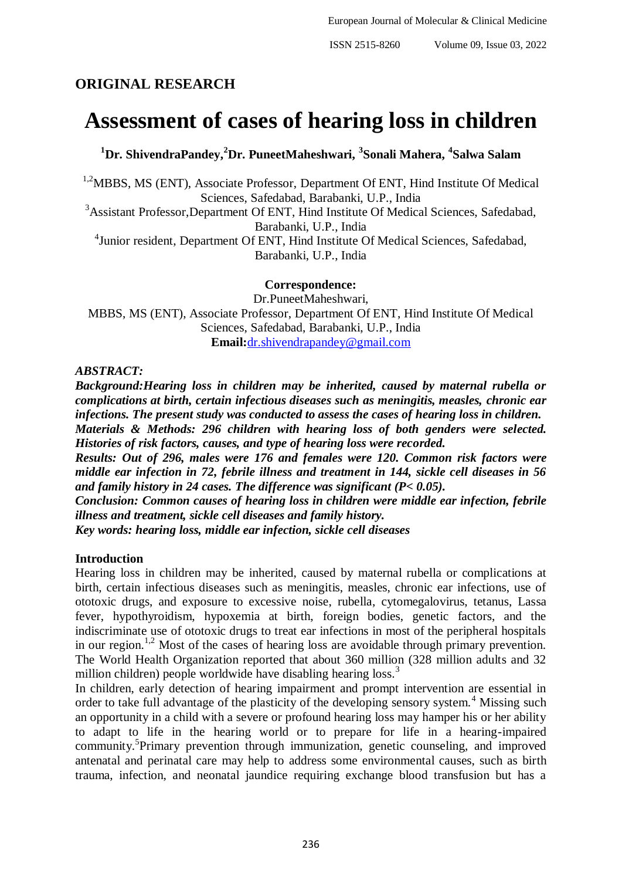ORIGINAL RESEARCH

# Assessment of cases of hearing loss in children

**[1]Dr. ShivendraPandey,[2]Dr. PuneetMaheshwari, [3]Sonali Mahera, [4]Salwa Salam**

[1,2]MBBS, MS (ENT), Associate Professor, Department Of ENT, Hind Institute Of Medical Sciences, Safedabad, Barabanki, U.P., India

[3]Assistant Professor,Department Of ENT, Hind Institute Of Medical Sciences, Safedabad, Barabanki, U.P., India

[4]Junior resident, Department Of ENT, Hind Institute Of Medical Sciences, Safedabad, Barabanki, U.P., India

**Correspondence:**

Dr.PuneetMaheshwari,

MBBS, MS (ENT), Associate Professor, Department Of ENT, Hind Institute Of Medical Sciences, Safedabad, Barabanki, U.P., India

**Email:**dr.shivendrapandey@gmail.com

***ABSTRACT:***

***Background:Hearing loss in children may be inherited, caused by maternal rubella or complications at birth, certain infectious diseases such as meningitis, measles, chronic ear infections. The present study was conducted to assess the cases of hearing loss in children.***

***Materials & Methods: 296 children with hearing loss of both genders were selected. Histories of risk factors, causes, and type of hearing loss were recorded.***

***Results: Out of 296, males were 176 and females were 120. Common risk factors were middle ear infection in 72, febrile illness and treatment in 144, sickle cell diseases in 56 and family history in 24 cases. The difference was significant (P< 0.05).***

***Conclusion: Common causes of hearing loss in children were middle ear infection, febrile illness and treatment, sickle cell diseases and family history.***

***Key words: hearing loss, middle ear infection, sickle cell diseases***

## Introduction

Hearing loss in children may be inherited, caused by maternal rubella or complications at birth, certain infectious diseases such as meningitis, measles, chronic ear infections, use of ototoxic drugs, and exposure to excessive noise, rubella, cytomegalovirus, tetanus, Lassa fever, hypothyroidism, hypoxemia at birth, foreign bodies, genetic factors, and the indiscriminate use of ototoxic drugs to treat ear infections in most of the peripheral hospitals in our region.[1,2] Most of the cases of hearing loss are avoidable through primary prevention. The World Health Organization reported that about 360 million (328 million adults and 32 million children) people worldwide have disabling hearing loss.[3]

In children, early detection of hearing impairment and prompt intervention are essential in order to take full advantage of the plasticity of the developing sensory system.[4] Missing such an opportunity in a child with a severe or profound hearing loss may hamper his or her ability to adapt to life in the hearing world or to prepare for life in a hearing-impaired community.[5]Primary prevention through immunization, genetic counseling, and improved antenatal and perinatal care may help to address some environmental causes, such as birth trauma, infection, and neonatal jaundice requiring exchange blood transfusion but has a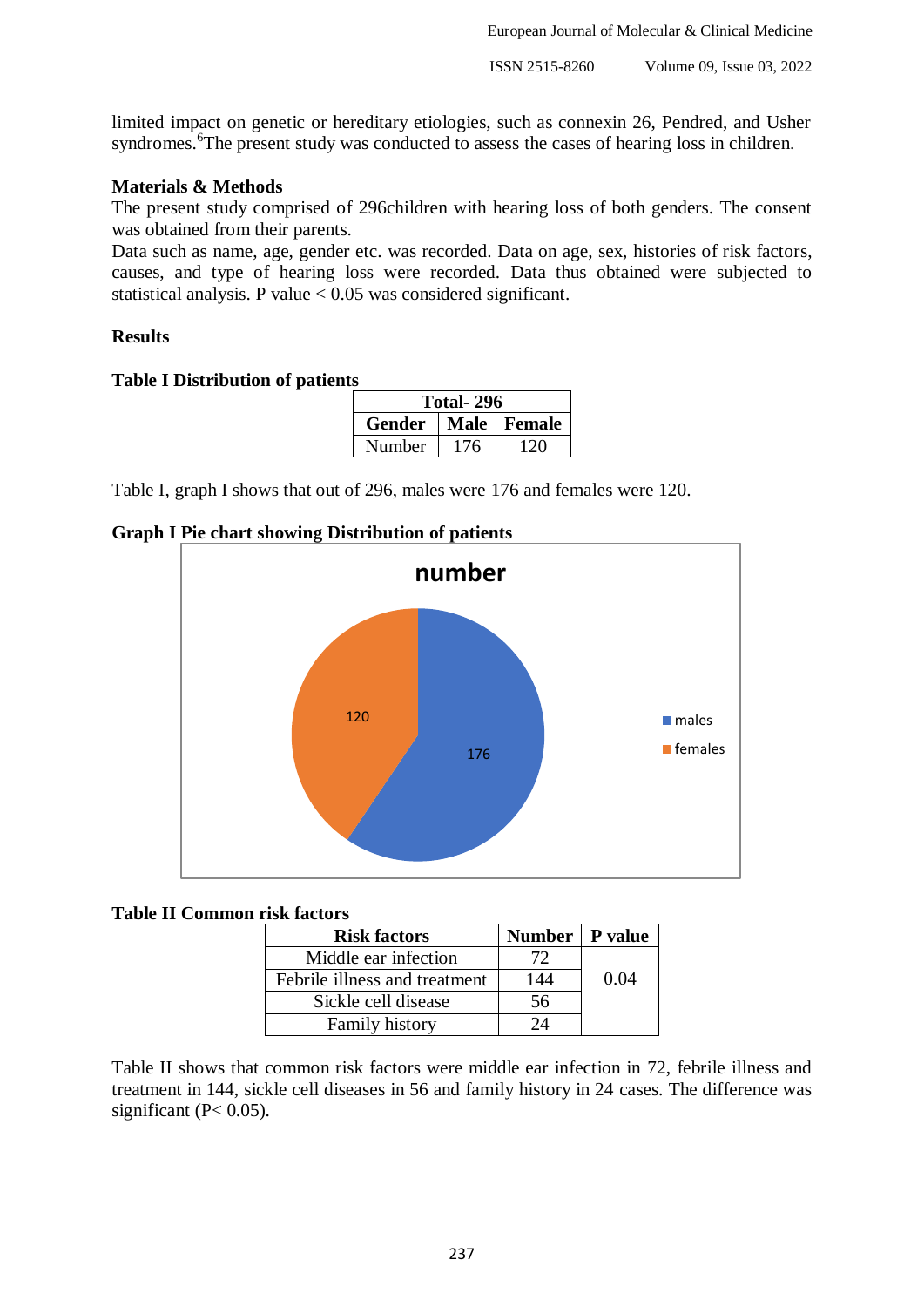limited impact on genetic or hereditary etiologies, such as connexin 26, Pendred, and Usher syndromes.[6] The present study was conducted to assess the cases of hearing loss in children.

## Materials & Methods

The present study comprised of 296children with hearing loss of both genders. The consent was obtained from their parents.

Data such as name, age, gender etc. was recorded. Data on age, sex, histories of risk factors, causes, and type of hearing loss were recorded. Data thus obtained were subjected to statistical analysis. P value < 0.05 was considered significant.

## Results

**Table I Distribution of patients**

| Total- 296 | | |
|---|---|---|
| **Gender** | **Male** | **Female** |
| Number | 176 | 120 |

Table I, graph I shows that out of 296, males were 176 and females were 120.

**Graph I Pie chart showing Distribution of patients**

number

- males: 176
- females: 120

**Table II Common risk factors**

| Risk factors | Number | P value |
|---|---|---|
| Middle ear infection | 72 | 0.04 |
| Febrile illness and treatment | 144 | |
| Sickle cell disease | 56 | |
| Family history | 24 | |

Table II shows that common risk factors were middle ear infection in 72, febrile illness and treatment in 144, sickle cell diseases in 56 and family history in 24 cases. The difference was significant ($P < 0.05$).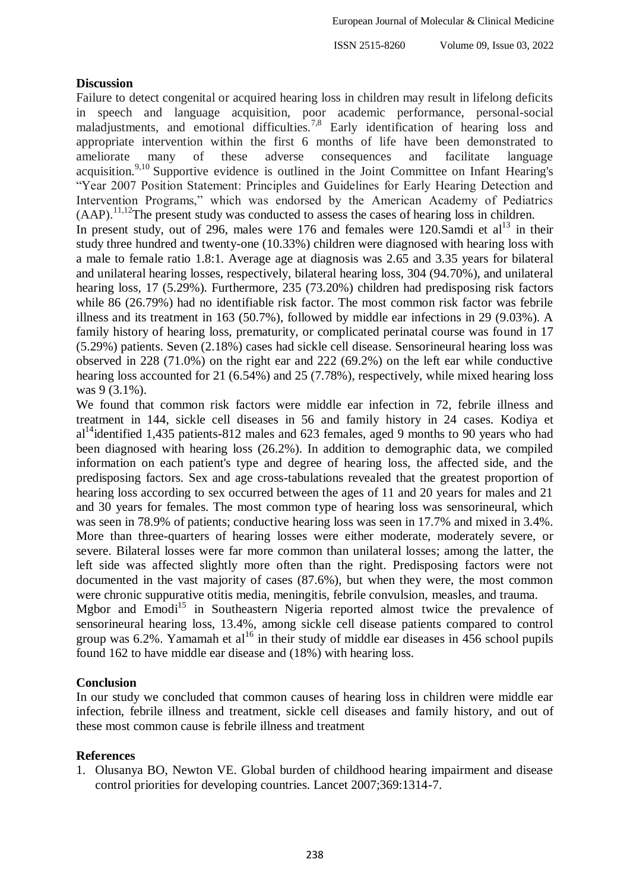## Discussion

Failure to detect congenital or acquired hearing loss in children may result in lifelong deficits in speech and language acquisition, poor academic performance, personal-social maladjustments, and emotional difficulties.[7,8] Early identification of hearing loss and appropriate intervention within the first 6 months of life have been demonstrated to ameliorate many of these adverse consequences and facilitate language acquisition.[9,10] Supportive evidence is outlined in the Joint Committee on Infant Hearing's "Year 2007 Position Statement: Principles and Guidelines for Early Hearing Detection and Intervention Programs," which was endorsed by the American Academy of Pediatrics (AAP).[11,12]The present study was conducted to assess the cases of hearing loss in children.

In present study, out of 296, males were 176 and females were 120.Samdi et al[13] in their study three hundred and twenty-one (10.33%) children were diagnosed with hearing loss with a male to female ratio 1.8:1. Average age at diagnosis was 2.65 and 3.35 years for bilateral and unilateral hearing losses, respectively, bilateral hearing loss, 304 (94.70%), and unilateral hearing loss, 17 (5.29%). Furthermore, 235 (73.20%) children had predisposing risk factors while 86 (26.79%) had no identifiable risk factor. The most common risk factor was febrile illness and its treatment in 163 (50.7%), followed by middle ear infections in 29 (9.03%). A family history of hearing loss, prematurity, or complicated perinatal course was found in 17 (5.29%) patients. Seven (2.18%) cases had sickle cell disease. Sensorineural hearing loss was observed in 228 (71.0%) on the right ear and 222 (69.2%) on the left ear while conductive hearing loss accounted for 21 (6.54%) and 25 (7.78%), respectively, while mixed hearing loss was 9 (3.1%).

We found that common risk factors were middle ear infection in 72, febrile illness and treatment in 144, sickle cell diseases in 56 and family history in 24 cases. Kodiya et al[14]identified 1,435 patients-812 males and 623 females, aged 9 months to 90 years who had been diagnosed with hearing loss (26.2%). In addition to demographic data, we compiled information on each patient's type and degree of hearing loss, the affected side, and the predisposing factors. Sex and age cross-tabulations revealed that the greatest proportion of hearing loss according to sex occurred between the ages of 11 and 20 years for males and 21 and 30 years for females. The most common type of hearing loss was sensorineural, which was seen in 78.9% of patients; conductive hearing loss was seen in 17.7% and mixed in 3.4%. More than three-quarters of hearing losses were either moderate, moderately severe, or severe. Bilateral losses were far more common than unilateral losses; among the latter, the left side was affected slightly more often than the right. Predisposing factors were not documented in the vast majority of cases (87.6%), but when they were, the most common were chronic suppurative otitis media, meningitis, febrile convulsion, measles, and trauma.

Mgbor and Emodi[15] in Southeastern Nigeria reported almost twice the prevalence of sensorineural hearing loss, 13.4%, among sickle cell disease patients compared to control group was 6.2%. Yamamah et al[16] in their study of middle ear diseases in 456 school pupils found 162 to have middle ear disease and (18%) with hearing loss.

## Conclusion

In our study we concluded that common causes of hearing loss in children were middle ear infection, febrile illness and treatment, sickle cell diseases and family history, and out of these most common cause is febrile illness and treatment

## References

1. Olusanya BO, Newton VE. Global burden of childhood hearing impairment and disease control priorities for developing countries. Lancet 2007;369:1314-7.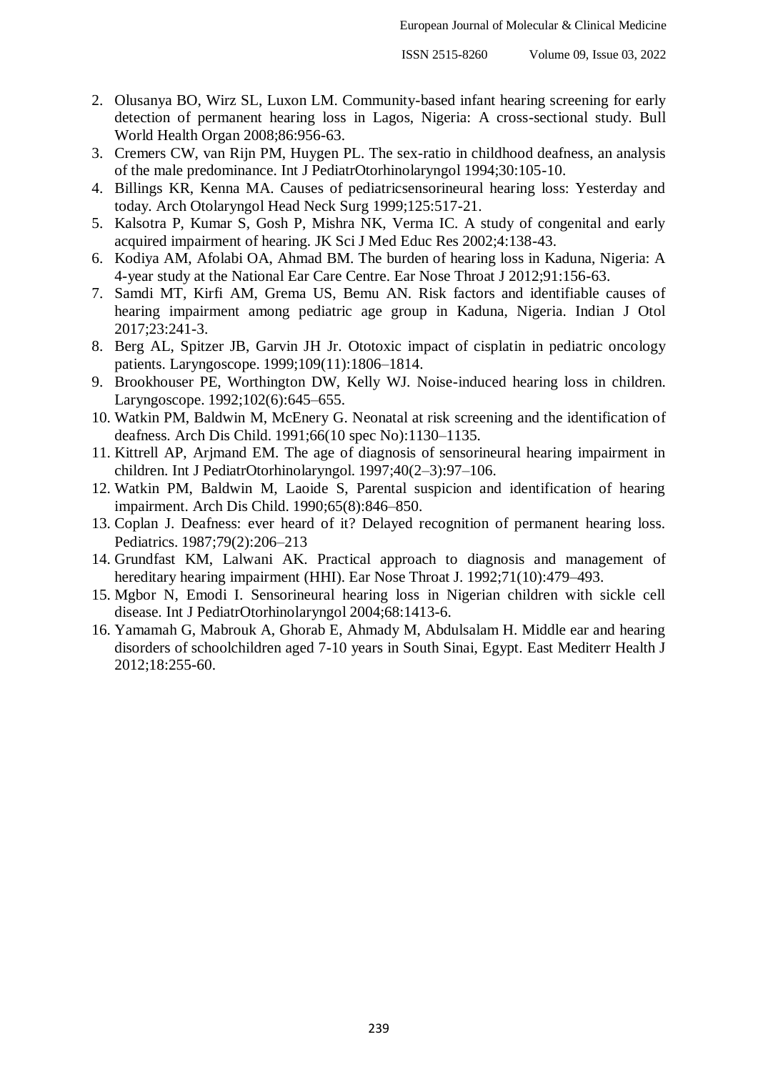2. Olusanya BO, Wirz SL, Luxon LM. Community-based infant hearing screening for early detection of permanent hearing loss in Lagos, Nigeria: A cross-sectional study. Bull World Health Organ 2008;86:956-63.
3. Cremers CW, van Rijn PM, Huygen PL. The sex-ratio in childhood deafness, an analysis of the male predominance. Int J PediatrOtorhinolaryngol 1994;30:105-10.
4. Billings KR, Kenna MA. Causes of pediatricsensorineural hearing loss: Yesterday and today. Arch Otolaryngol Head Neck Surg 1999;125:517-21.
5. Kalsotra P, Kumar S, Gosh P, Mishra NK, Verma IC. A study of congenital and early acquired impairment of hearing. JK Sci J Med Educ Res 2002;4:138-43.
6. Kodiya AM, Afolabi OA, Ahmad BM. The burden of hearing loss in Kaduna, Nigeria: A 4-year study at the National Ear Care Centre. Ear Nose Throat J 2012;91:156-63.
7. Samdi MT, Kirfi AM, Grema US, Bemu AN. Risk factors and identifiable causes of hearing impairment among pediatric age group in Kaduna, Nigeria. Indian J Otol 2017;23:241-3.
8. Berg AL, Spitzer JB, Garvin JH Jr. Ototoxic impact of cisplatin in pediatric oncology patients. Laryngoscope. 1999;109(11):1806–1814.
9. Brookhouser PE, Worthington DW, Kelly WJ. Noise-induced hearing loss in children. Laryngoscope. 1992;102(6):645–655.
10. Watkin PM, Baldwin M, McEnery G. Neonatal at risk screening and the identification of deafness. Arch Dis Child. 1991;66(10 spec No):1130–1135.
11. Kittrell AP, Arjmand EM. The age of diagnosis of sensorineural hearing impairment in children. Int J PediatrOtorhinolaryngol. 1997;40(2–3):97–106.
12. Watkin PM, Baldwin M, Laoide S, Parental suspicion and identification of hearing impairment. Arch Dis Child. 1990;65(8):846–850.
13. Coplan J. Deafness: ever heard of it? Delayed recognition of permanent hearing loss. Pediatrics. 1987;79(2):206–213
14. Grundfast KM, Lalwani AK. Practical approach to diagnosis and management of hereditary hearing impairment (HHI). Ear Nose Throat J. 1992;71(10):479–493.
15. Mgbor N, Emodi I. Sensorineural hearing loss in Nigerian children with sickle cell disease. Int J PediatrOtorhinolaryngol 2004;68:1413-6.
16. Yamamah G, Mabrouk A, Ghorab E, Ahmady M, Abdulsalam H. Middle ear and hearing disorders of schoolchildren aged 7-10 years in South Sinai, Egypt. East Mediterr Health J 2012;18:255-60.